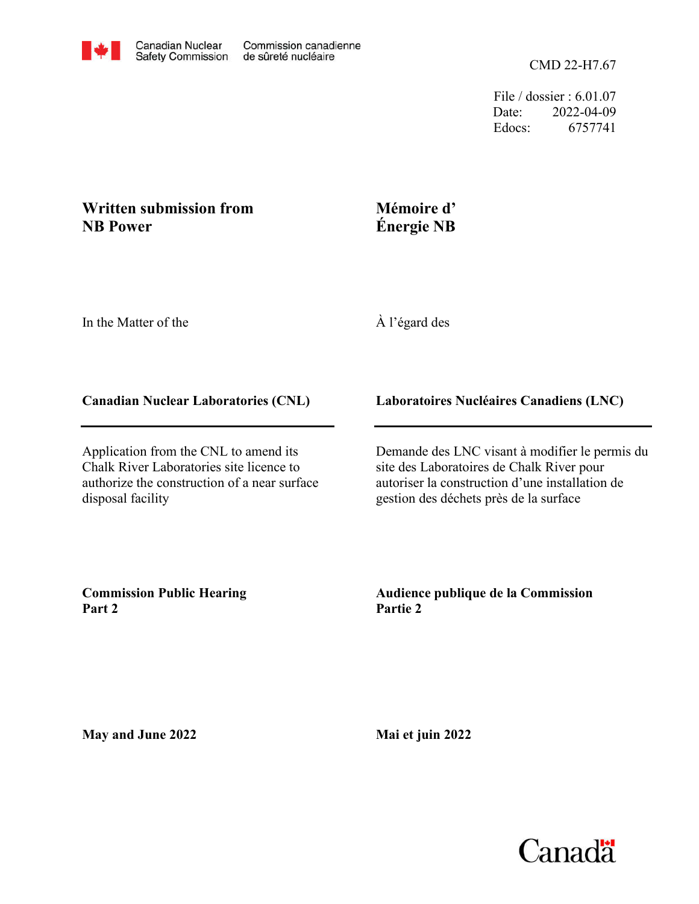Canadian Nuclear Safety Commission / Commission canadienne de sûreté nucléaire

CMD 22-H7.67

File / dossier : 6.01.07
Date: 2022-04-09
Edocs: 6757741

**Written submission from NB Power**

**Mémoire d' Énergie NB**

In the Matter of the

À l'égard des

**Canadian Nuclear Laboratories (CNL)**

**Laboratoires Nucléaires Canadiens (LNC)**

---

Application from the CNL to amend its Chalk River Laboratories site licence to authorize the construction of a near surface disposal facility

Demande des LNC visant à modifier le permis du site des Laboratoires de Chalk River pour autoriser la construction d'une installation de gestion des déchets près de la surface

**Commission Public Hearing Part 2**

**Audience publique de la Commission Partie 2**

**May and June 2022**

**Mai et juin 2022**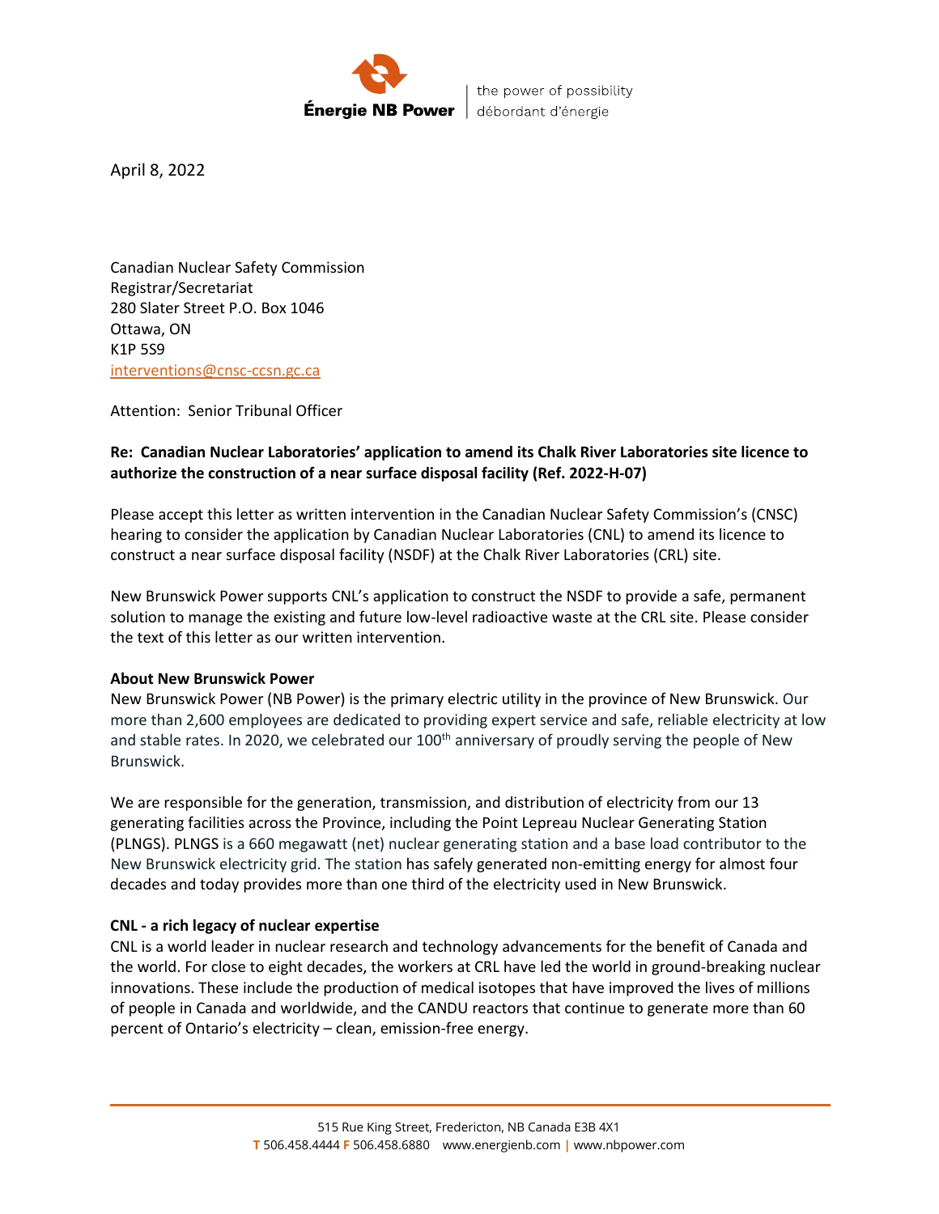April 8, 2022

Canadian Nuclear Safety Commission
Registrar/Secretariat
280 Slater Street P.O. Box 1046
Ottawa, ON
K1P 5S9
interventions@cnsc-ccsn.gc.ca

Attention: Senior Tribunal Officer

**Re: Canadian Nuclear Laboratories' application to amend its Chalk River Laboratories site licence to authorize the construction of a near surface disposal facility (Ref. 2022-H-07)**

Please accept this letter as written intervention in the Canadian Nuclear Safety Commission's (CNSC) hearing to consider the application by Canadian Nuclear Laboratories (CNL) to amend its licence to construct a near surface disposal facility (NSDF) at the Chalk River Laboratories (CRL) site.

New Brunswick Power supports CNL's application to construct the NSDF to provide a safe, permanent solution to manage the existing and future low-level radioactive waste at the CRL site. Please consider the text of this letter as our written intervention.

**About New Brunswick Power**
New Brunswick Power (NB Power) is the primary electric utility in the province of New Brunswick. Our more than 2,600 employees are dedicated to providing expert service and safe, reliable electricity at low and stable rates. In 2020, we celebrated our 100th anniversary of proudly serving the people of New Brunswick.

We are responsible for the generation, transmission, and distribution of electricity from our 13 generating facilities across the Province, including the Point Lepreau Nuclear Generating Station (PLNGS). PLNGS is a 660 megawatt (net) nuclear generating station and a base load contributor to the New Brunswick electricity grid. The station has safely generated non-emitting energy for almost four decades and today provides more than one third of the electricity used in New Brunswick.

**CNL - a rich legacy of nuclear expertise**
CNL is a world leader in nuclear research and technology advancements for the benefit of Canada and the world. For close to eight decades, the workers at CRL have led the world in ground-breaking nuclear innovations. These include the production of medical isotopes that have improved the lives of millions of people in Canada and worldwide, and the CANDU reactors that continue to generate more than 60 percent of Ontario's electricity – clean, emission-free energy.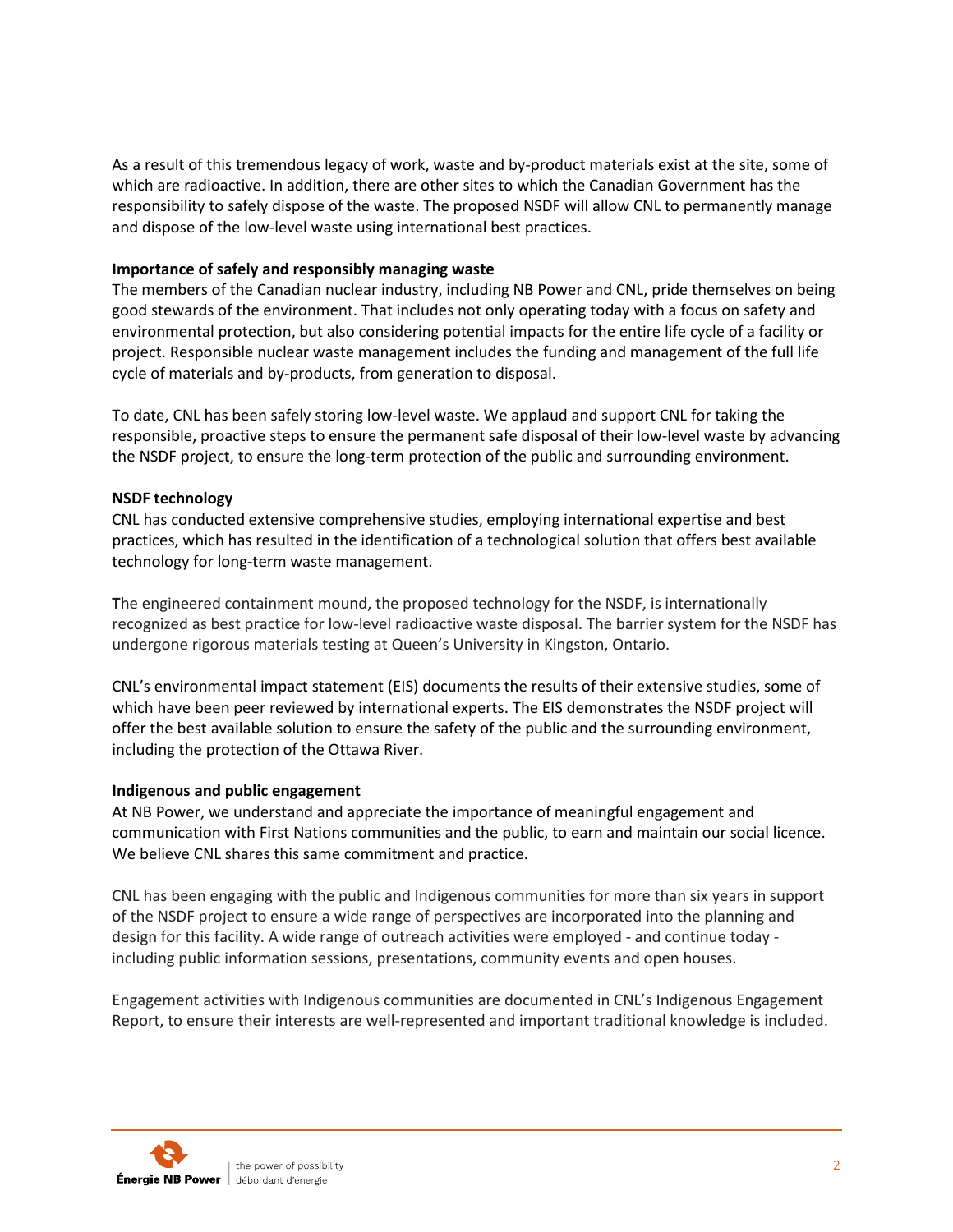As a result of this tremendous legacy of work, waste and by-product materials exist at the site, some of which are radioactive. In addition, there are other sites to which the Canadian Government has the responsibility to safely dispose of the waste. The proposed NSDF will allow CNL to permanently manage and dispose of the low-level waste using international best practices.

**Importance of safely and responsibly managing waste**

The members of the Canadian nuclear industry, including NB Power and CNL, pride themselves on being good stewards of the environment. That includes not only operating today with a focus on safety and environmental protection, but also considering potential impacts for the entire life cycle of a facility or project. Responsible nuclear waste management includes the funding and management of the full life cycle of materials and by-products, from generation to disposal.

To date, CNL has been safely storing low-level waste. We applaud and support CNL for taking the responsible, proactive steps to ensure the permanent safe disposal of their low-level waste by advancing the NSDF project, to ensure the long-term protection of the public and surrounding environment.

**NSDF technology**

CNL has conducted extensive comprehensive studies, employing international expertise and best practices, which has resulted in the identification of a technological solution that offers best available technology for long-term waste management.

**T**he engineered containment mound, the proposed technology for the NSDF, is internationally recognized as best practice for low-level radioactive waste disposal. The barrier system for the NSDF has undergone rigorous materials testing at Queen's University in Kingston, Ontario.

CNL's environmental impact statement (EIS) documents the results of their extensive studies, some of which have been peer reviewed by international experts. The EIS demonstrates the NSDF project will offer the best available solution to ensure the safety of the public and the surrounding environment, including the protection of the Ottawa River.

**Indigenous and public engagement**

At NB Power, we understand and appreciate the importance of meaningful engagement and communication with First Nations communities and the public, to earn and maintain our social licence. We believe CNL shares this same commitment and practice.

CNL has been engaging with the public and Indigenous communities for more than six years in support of the NSDF project to ensure a wide range of perspectives are incorporated into the planning and design for this facility. A wide range of outreach activities were employed - and continue today - including public information sessions, presentations, community events and open houses.

Engagement activities with Indigenous communities are documented in CNL's Indigenous Engagement Report, to ensure their interests are well-represented and important traditional knowledge is included.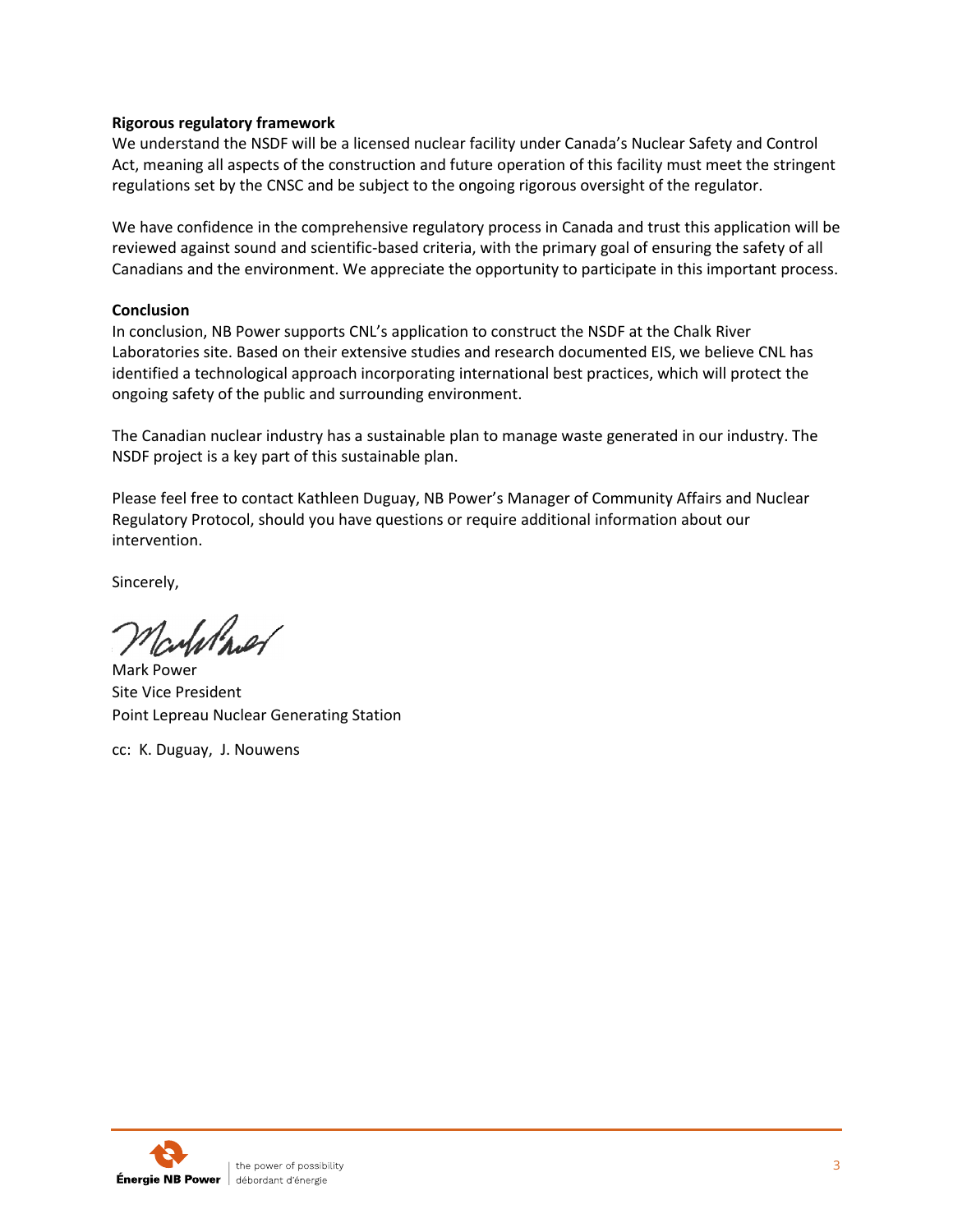**Rigorous regulatory framework**

We understand the NSDF will be a licensed nuclear facility under Canada's Nuclear Safety and Control Act, meaning all aspects of the construction and future operation of this facility must meet the stringent regulations set by the CNSC and be subject to the ongoing rigorous oversight of the regulator.

We have confidence in the comprehensive regulatory process in Canada and trust this application will be reviewed against sound and scientific-based criteria, with the primary goal of ensuring the safety of all Canadians and the environment. We appreciate the opportunity to participate in this important process.

**Conclusion**

In conclusion, NB Power supports CNL's application to construct the NSDF at the Chalk River Laboratories site. Based on their extensive studies and research documented EIS, we believe CNL has identified a technological approach incorporating international best practices, which will protect the ongoing safety of the public and surrounding environment.

The Canadian nuclear industry has a sustainable plan to manage waste generated in our industry. The NSDF project is a key part of this sustainable plan.

Please feel free to contact Kathleen Duguay, NB Power's Manager of Community Affairs and Nuclear Regulatory Protocol, should you have questions or require additional information about our intervention.

Sincerely,

Mark Power
Site Vice President
Point Lepreau Nuclear Generating Station

cc: K. Duguay, J. Nouwens